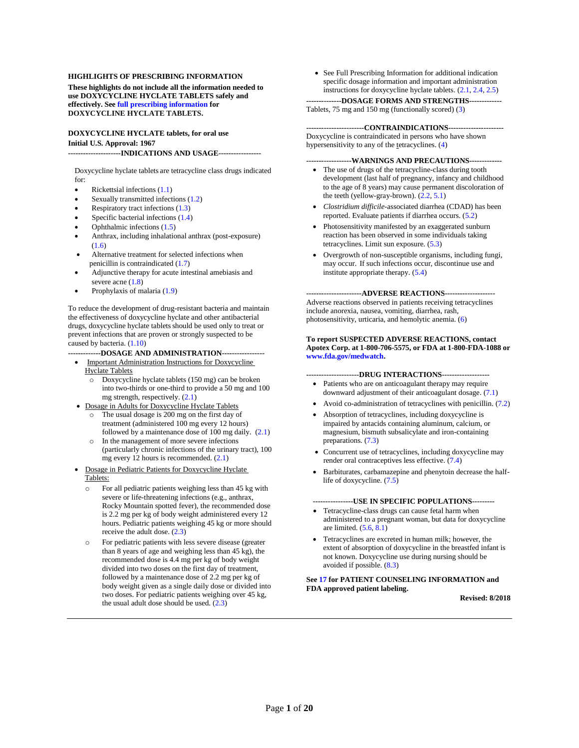**HIGHLIGHTS OF PRESCRIBING INFORMATION**

**These highlights do not include all the information needed to use DOXYCYCLINE HYCLATE TABLETS safely and effectively. See full prescribing information for DOXYCYCLINE HYCLATE TABLETS.**

**DOXYCYCLINE HYCLATE tablets, for oral use**
**Initial U.S. Approval: 1967**

**---------------------INDICATIONS AND USAGE-----------------**

Doxycycline hyclate tablets are tetracycline class drugs indicated for:

- Rickettsial infections (1.1)
- Sexually transmitted infections (1.2)
- Respiratory tract infections (1.3)
- Specific bacterial infections (1.4)
- Ophthalmic infections (1.5)
- Anthrax, including inhalational anthrax (post-exposure) (1.6)
- Alternative treatment for selected infections when penicillin is contraindicated (1.7)
- Adjunctive therapy for acute intestinal amebiasis and severe acne (1.8)
- Prophylaxis of malaria (1.9)

To reduce the development of drug-resistant bacteria and maintain the effectiveness of doxycycline hyclate and other antibacterial drugs, doxycycline hyclate tablets should be used only to treat or prevent infections that are proven or strongly suspected to be caused by bacteria. (1.10)

**-------------DOSAGE AND ADMINISTRATION-----------------**

- Important Administration Instructions for Doxycycline Hyclate Tablets
  - Doxycycline hyclate tablets (150 mg) can be broken into two-thirds or one-third to provide a 50 mg and 100 mg strength, respectively. (2.1)
- Dosage in Adults for Doxycycline Hyclate Tablets
  - The usual dosage is 200 mg on the first day of treatment (administered 100 mg every 12 hours) followed by a maintenance dose of 100 mg daily. (2.1)
  - In the management of more severe infections (particularly chronic infections of the urinary tract), 100 mg every 12 hours is recommended. (2.1)
- Dosage in Pediatric Patients for Doxycycline Hyclate Tablets:
  - For all pediatric patients weighing less than 45 kg with severe or life-threatening infections (e.g., anthrax, Rocky Mountain spotted fever), the recommended dose is 2.2 mg per kg of body weight administered every 12 hours. Pediatric patients weighing 45 kg or more should receive the adult dose. (2.3)
  - For pediatric patients with less severe disease (greater than 8 years of age and weighing less than 45 kg), the recommended dose is 4.4 mg per kg of body weight divided into two doses on the first day of treatment, followed by a maintenance dose of 2.2 mg per kg of body weight given as a single daily dose or divided into two doses. For pediatric patients weighing over 45 kg, the usual adult dose should be used. (2.3)
- See Full Prescribing Information for additional indication specific dosage information and important administration instructions for doxycycline hyclate tablets. (2.1, 2.4, 2.5)

**--------------DOSAGE FORMS AND STRENGTHS------------**

Tablets, 75 mg and 150 mg (functionally scored) (3)

**-----------------------CONTRAINDICATIONS----------------------**

Doxycycline is contraindicated in persons who have shown hypersensitivity to any of the tetracyclines. (4)

**------------------WARNINGS AND PRECAUTIONS-------------**

- The use of drugs of the tetracycline-class during tooth development (last half of pregnancy, infancy and childhood to the age of 8 years) may cause permanent discoloration of the teeth (yellow-gray-brown). (2.2, 5.1)
- *Clostridium difficile*-associated diarrhea (CDAD) has been reported. Evaluate patients if diarrhea occurs. (5.2)
- Photosensitivity manifested by an exaggerated sunburn reaction has been observed in some individuals taking tetracyclines. Limit sun exposure. (5.3)
- Overgrowth of non-susceptible organisms, including fungi, may occur. If such infections occur, discontinue use and institute appropriate therapy. (5.4)

**----------------------ADVERSE REACTIONS--------------------**

Adverse reactions observed in patients receiving tetracyclines include anorexia, nausea, vomiting, diarrhea, rash, photosensitivity, urticaria, and hemolytic anemia. (6)

**To report SUSPECTED ADVERSE REACTIONS, contact Apotex Corp. at 1-800-706-5575, or FDA at 1-800-FDA-1088 or www.fda.gov/medwatch.**

**---------------------DRUG INTERACTIONS-------------------**

- Patients who are on anticoagulant therapy may require downward adjustment of their anticoagulant dosage. (7.1)
- Avoid co-administration of tetracyclines with penicillin. (7.2)
- Absorption of tetracyclines, including doxycycline is impaired by antacids containing aluminum, calcium, or magnesium, bismuth subsalicylate and iron-containing preparations. (7.3)
- Concurrent use of tetracyclines, including doxycycline may render oral contraceptives less effective. (7.4)
- Barbiturates, carbamazepine and phenytoin decrease the half-life of doxycycline. (7.5)

**----------------USE IN SPECIFIC POPULATIONS---------**

- Tetracycline-class drugs can cause fetal harm when administered to a pregnant woman, but data for doxycycline are limited. (5.6, 8.1)
- Tetracyclines are excreted in human milk; however, the extent of absorption of doxycycline in the breastfed infant is not known. Doxycycline use during nursing should be avoided if possible. (8.3)

**See 17 for PATIENT COUNSELING INFORMATION and FDA approved patient labeling.**

**Revised: 8/2018**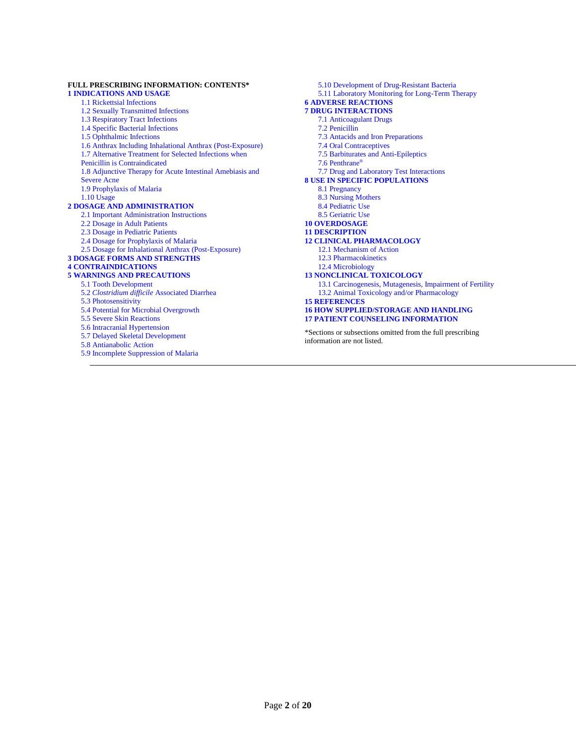**FULL PRESCRIBING INFORMATION: CONTENTS***

**1 INDICATIONS AND USAGE**
- 1.1 Rickettsial Infections
- 1.2 Sexually Transmitted Infections
- 1.3 Respiratory Tract Infections
- 1.4 Specific Bacterial Infections
- 1.5 Ophthalmic Infections
- 1.6 Anthrax Including Inhalational Anthrax (Post-Exposure)
- 1.7 Alternative Treatment for Selected Infections when Penicillin is Contraindicated
- 1.8 Adjunctive Therapy for Acute Intestinal Amebiasis and Severe Acne
- 1.9 Prophylaxis of Malaria
- 1.10 Usage

**2 DOSAGE AND ADMINISTRATION**
- 2.1 Important Administration Instructions
- 2.2 Dosage in Adult Patients
- 2.3 Dosage in Pediatric Patients
- 2.4 Dosage for Prophylaxis of Malaria
- 2.5 Dosage for Inhalational Anthrax (Post-Exposure)

**3 DOSAGE FORMS AND STRENGTHS**

**4 CONTRAINDICATIONS**

**5 WARNINGS AND PRECAUTIONS**
- 5.1 Tooth Development
- 5.2 *Clostridium difficile* Associated Diarrhea
- 5.3 Photosensitivity
- 5.4 Potential for Microbial Overgrowth
- 5.5 Severe Skin Reactions
- 5.6 Intracranial Hypertension
- 5.7 Delayed Skeletal Development
- 5.8 Antianabolic Action
- 5.9 Incomplete Suppression of Malaria
- 5.10 Development of Drug-Resistant Bacteria
- 5.11 Laboratory Monitoring for Long-Term Therapy

**6 ADVERSE REACTIONS**

**7 DRUG INTERACTIONS**
- 7.1 Anticoagulant Drugs
- 7.2 Penicillin
- 7.3 Antacids and Iron Preparations
- 7.4 Oral Contraceptives
- 7.5 Barbiturates and Anti-Epileptics
- 7.6 Penthrane®
- 7.7 Drug and Laboratory Test Interactions

**8 USE IN SPECIFIC POPULATIONS**
- 8.1 Pregnancy
- 8.3 Nursing Mothers
- 8.4 Pediatric Use
- 8.5 Geriatric Use

**10 OVERDOSAGE**

**11 DESCRIPTION**

**12 CLINICAL PHARMACOLOGY**
- 12.1 Mechanism of Action
- 12.3 Pharmacokinetics
- 12.4 Microbiology

**13 NONCLINICAL TOXICOLOGY**
- 13.1 Carcinogenesis, Mutagenesis, Impairment of Fertility
- 13.2 Animal Toxicology and/or Pharmacology

**15 REFERENCES**

**16 HOW SUPPLIED/STORAGE AND HANDLING**

**17 PATIENT COUNSELING INFORMATION**

*Sections or subsections omitted from the full prescribing information are not listed.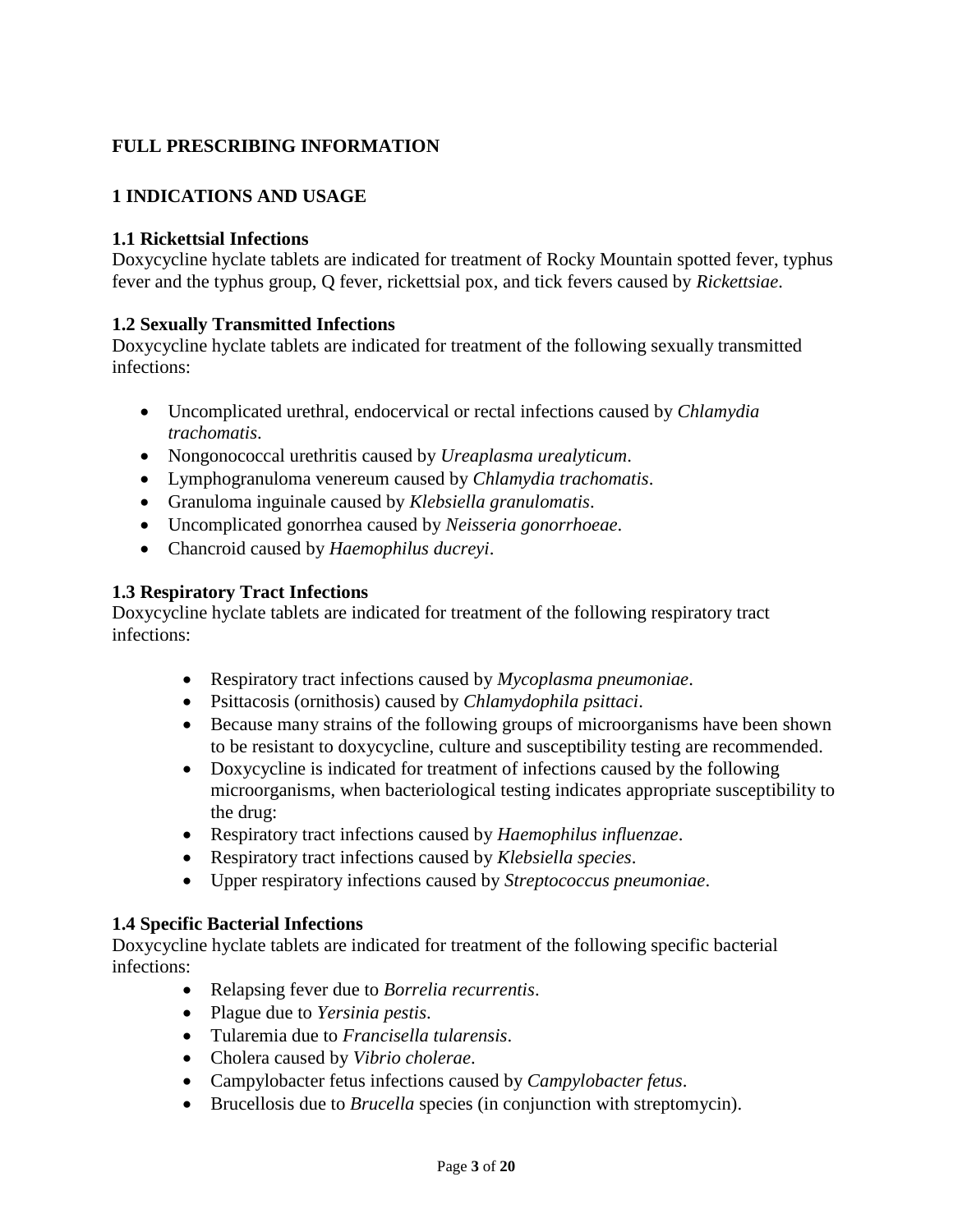# FULL PRESCRIBING INFORMATION

## 1 INDICATIONS AND USAGE

### 1.1 Rickettsial Infections

Doxycycline hyclate tablets are indicated for treatment of Rocky Mountain spotted fever, typhus fever and the typhus group, Q fever, rickettsial pox, and tick fevers caused by *Rickettsiae*.

### 1.2 Sexually Transmitted Infections

Doxycycline hyclate tablets are indicated for treatment of the following sexually transmitted infections:

- Uncomplicated urethral, endocervical or rectal infections caused by *Chlamydia trachomatis*.
- Nongonococcal urethritis caused by *Ureaplasma urealyticum*.
- Lymphogranuloma venereum caused by *Chlamydia trachomatis*.
- Granuloma inguinale caused by *Klebsiella granulomatis*.
- Uncomplicated gonorrhea caused by *Neisseria gonorrhoeae*.
- Chancroid caused by *Haemophilus ducreyi*.

### 1.3 Respiratory Tract Infections

Doxycycline hyclate tablets are indicated for treatment of the following respiratory tract infections:

- Respiratory tract infections caused by *Mycoplasma pneumoniae*.
- Psittacosis (ornithosis) caused by *Chlamydophila psittaci*.
- Because many strains of the following groups of microorganisms have been shown to be resistant to doxycycline, culture and susceptibility testing are recommended.
- Doxycycline is indicated for treatment of infections caused by the following microorganisms, when bacteriological testing indicates appropriate susceptibility to the drug:
- Respiratory tract infections caused by *Haemophilus influenzae*.
- Respiratory tract infections caused by *Klebsiella species*.
- Upper respiratory infections caused by *Streptococcus pneumoniae*.

### 1.4 Specific Bacterial Infections

Doxycycline hyclate tablets are indicated for treatment of the following specific bacterial infections:

- Relapsing fever due to *Borrelia recurrentis*.
- Plague due to *Yersinia pestis*.
- Tularemia due to *Francisella tularensis*.
- Cholera caused by *Vibrio cholerae*.
- Campylobacter fetus infections caused by *Campylobacter fetus*.
- Brucellosis due to *Brucella* species (in conjunction with streptomycin).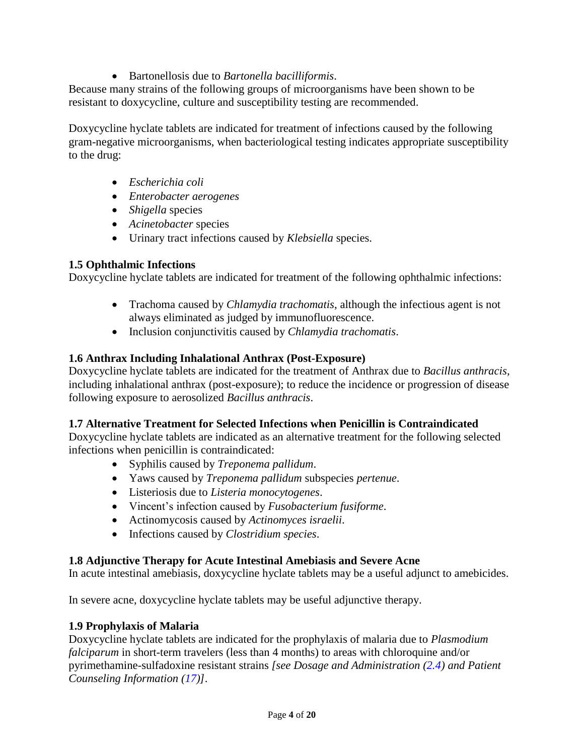- Bartonellosis due to *Bartonella bacilliformis*.

Because many strains of the following groups of microorganisms have been shown to be resistant to doxycycline, culture and susceptibility testing are recommended.

Doxycycline hyclate tablets are indicated for treatment of infections caused by the following gram-negative microorganisms, when bacteriological testing indicates appropriate susceptibility to the drug:

- *Escherichia coli*
- *Enterobacter aerogenes*
- *Shigella* species
- *Acinetobacter* species
- Urinary tract infections caused by *Klebsiella* species.

### 1.5 Ophthalmic Infections

Doxycycline hyclate tablets are indicated for treatment of the following ophthalmic infections:

- Trachoma caused by *Chlamydia trachomatis*, although the infectious agent is not always eliminated as judged by immunofluorescence.
- Inclusion conjunctivitis caused by *Chlamydia trachomatis*.

### 1.6 Anthrax Including Inhalational Anthrax (Post-Exposure)

Doxycycline hyclate tablets are indicated for the treatment of Anthrax due to *Bacillus anthracis*, including inhalational anthrax (post-exposure); to reduce the incidence or progression of disease following exposure to aerosolized *Bacillus anthracis*.

### 1.7 Alternative Treatment for Selected Infections when Penicillin is Contraindicated

Doxycycline hyclate tablets are indicated as an alternative treatment for the following selected infections when penicillin is contraindicated:

- Syphilis caused by *Treponema pallidum*.
- Yaws caused by *Treponema pallidum* subspecies *pertenue*.
- Listeriosis due to *Listeria monocytogenes*.
- Vincent's infection caused by *Fusobacterium fusiforme*.
- Actinomycosis caused by *Actinomyces israelii*.
- Infections caused by *Clostridium species*.

### 1.8 Adjunctive Therapy for Acute Intestinal Amebiasis and Severe Acne

In acute intestinal amebiasis, doxycycline hyclate tablets may be a useful adjunct to amebicides.

In severe acne, doxycycline hyclate tablets may be useful adjunctive therapy.

### 1.9 Prophylaxis of Malaria

Doxycycline hyclate tablets are indicated for the prophylaxis of malaria due to *Plasmodium falciparum* in short-term travelers (less than 4 months) to areas with chloroquine and/or pyrimethamine-sulfadoxine resistant strains *[see Dosage and Administration (2.4) and Patient Counseling Information (17)]*.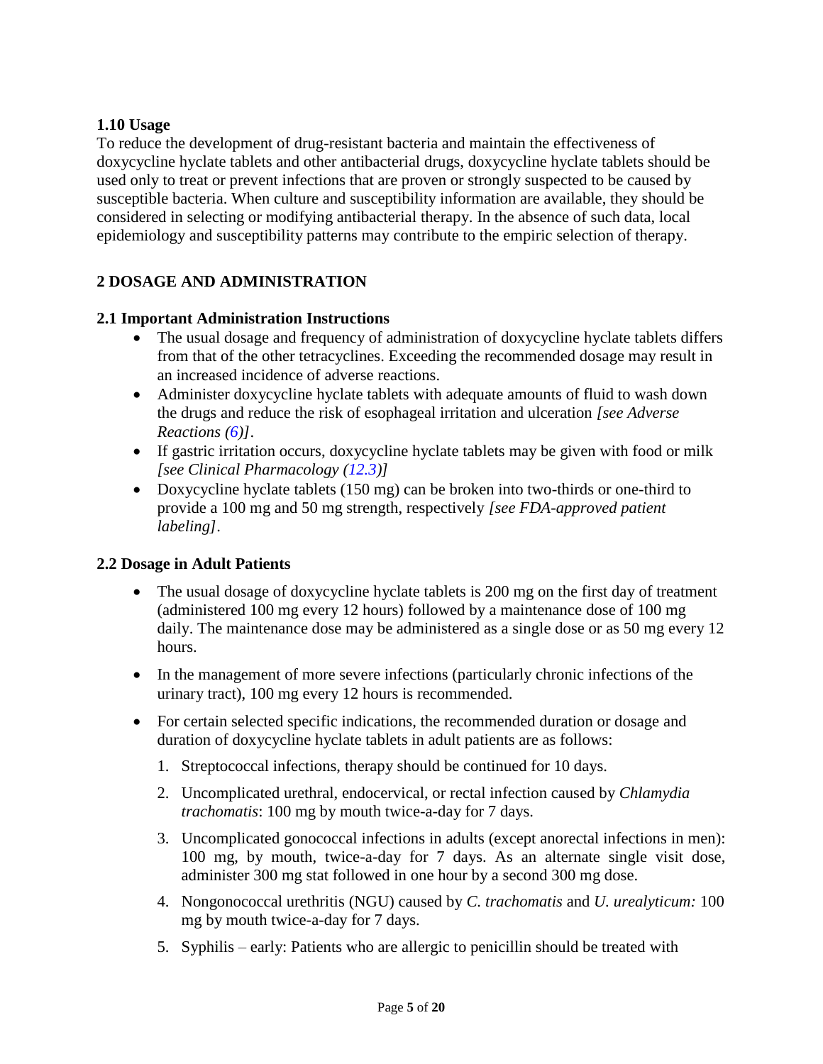### 1.10 Usage

To reduce the development of drug-resistant bacteria and maintain the effectiveness of doxycycline hyclate tablets and other antibacterial drugs, doxycycline hyclate tablets should be used only to treat or prevent infections that are proven or strongly suspected to be caused by susceptible bacteria. When culture and susceptibility information are available, they should be considered in selecting or modifying antibacterial therapy. In the absence of such data, local epidemiology and susceptibility patterns may contribute to the empiric selection of therapy.

## 2 DOSAGE AND ADMINISTRATION

### 2.1 Important Administration Instructions

- The usual dosage and frequency of administration of doxycycline hyclate tablets differs from that of the other tetracyclines. Exceeding the recommended dosage may result in an increased incidence of adverse reactions.
- Administer doxycycline hyclate tablets with adequate amounts of fluid to wash down the drugs and reduce the risk of esophageal irritation and ulceration *[see Adverse Reactions (6)]*.
- If gastric irritation occurs, doxycycline hyclate tablets may be given with food or milk *[see Clinical Pharmacology (12.3)]*
- Doxycycline hyclate tablets (150 mg) can be broken into two-thirds or one-third to provide a 100 mg and 50 mg strength, respectively *[see FDA-approved patient labeling]*.

### 2.2 Dosage in Adult Patients

- The usual dosage of doxycycline hyclate tablets is 200 mg on the first day of treatment (administered 100 mg every 12 hours) followed by a maintenance dose of 100 mg daily. The maintenance dose may be administered as a single dose or as 50 mg every 12 hours.
- In the management of more severe infections (particularly chronic infections of the urinary tract), 100 mg every 12 hours is recommended.
- For certain selected specific indications, the recommended duration or dosage and duration of doxycycline hyclate tablets in adult patients are as follows:
  1. Streptococcal infections, therapy should be continued for 10 days.
  2. Uncomplicated urethral, endocervical, or rectal infection caused by *Chlamydia trachomatis*: 100 mg by mouth twice-a-day for 7 days.
  3. Uncomplicated gonococcal infections in adults (except anorectal infections in men): 100 mg, by mouth, twice-a-day for 7 days. As an alternate single visit dose, administer 300 mg stat followed in one hour by a second 300 mg dose.
  4. Nongonococcal urethritis (NGU) caused by *C. trachomatis* and *U. urealyticum:* 100 mg by mouth twice-a-day for 7 days.
  5. Syphilis – early: Patients who are allergic to penicillin should be treated with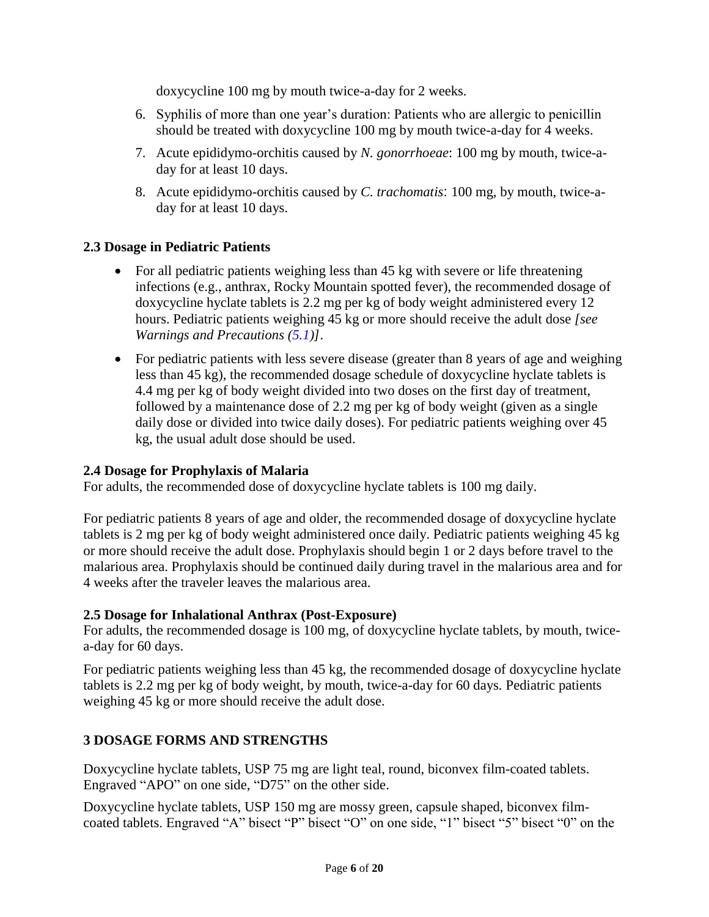doxycycline 100 mg by mouth twice-a-day for 2 weeks.

6. Syphilis of more than one year's duration: Patients who are allergic to penicillin should be treated with doxycycline 100 mg by mouth twice-a-day for 4 weeks.
7. Acute epididymo-orchitis caused by *N. gonorrhoeae*: 100 mg by mouth, twice-a-day for at least 10 days.
8. Acute epididymo-orchitis caused by *C. trachomatis*: 100 mg, by mouth, twice-a-day for at least 10 days.

### 2.3 Dosage in Pediatric Patients

- For all pediatric patients weighing less than 45 kg with severe or life threatening infections (e.g., anthrax, Rocky Mountain spotted fever), the recommended dosage of doxycycline hyclate tablets is 2.2 mg per kg of body weight administered every 12 hours. Pediatric patients weighing 45 kg or more should receive the adult dose *[see Warnings and Precautions (5.1)]*.
- For pediatric patients with less severe disease (greater than 8 years of age and weighing less than 45 kg), the recommended dosage schedule of doxycycline hyclate tablets is 4.4 mg per kg of body weight divided into two doses on the first day of treatment, followed by a maintenance dose of 2.2 mg per kg of body weight (given as a single daily dose or divided into twice daily doses). For pediatric patients weighing over 45 kg, the usual adult dose should be used.

### 2.4 Dosage for Prophylaxis of Malaria

For adults, the recommended dose of doxycycline hyclate tablets is 100 mg daily.

For pediatric patients 8 years of age and older, the recommended dosage of doxycycline hyclate tablets is 2 mg per kg of body weight administered once daily. Pediatric patients weighing 45 kg or more should receive the adult dose. Prophylaxis should begin 1 or 2 days before travel to the malarious area. Prophylaxis should be continued daily during travel in the malarious area and for 4 weeks after the traveler leaves the malarious area.

### 2.5 Dosage for Inhalational Anthrax (Post-Exposure)

For adults, the recommended dosage is 100 mg, of doxycycline hyclate tablets, by mouth, twice-a-day for 60 days.

For pediatric patients weighing less than 45 kg, the recommended dosage of doxycycline hyclate tablets is 2.2 mg per kg of body weight, by mouth, twice-a-day for 60 days. Pediatric patients weighing 45 kg or more should receive the adult dose.

## 3 DOSAGE FORMS AND STRENGTHS

Doxycycline hyclate tablets, USP 75 mg are light teal, round, biconvex film-coated tablets. Engraved "APO" on one side, "D75" on the other side.

Doxycycline hyclate tablets, USP 150 mg are mossy green, capsule shaped, biconvex film-coated tablets. Engraved "A" bisect "P" bisect "O" on one side, "1" bisect "5" bisect "0" on the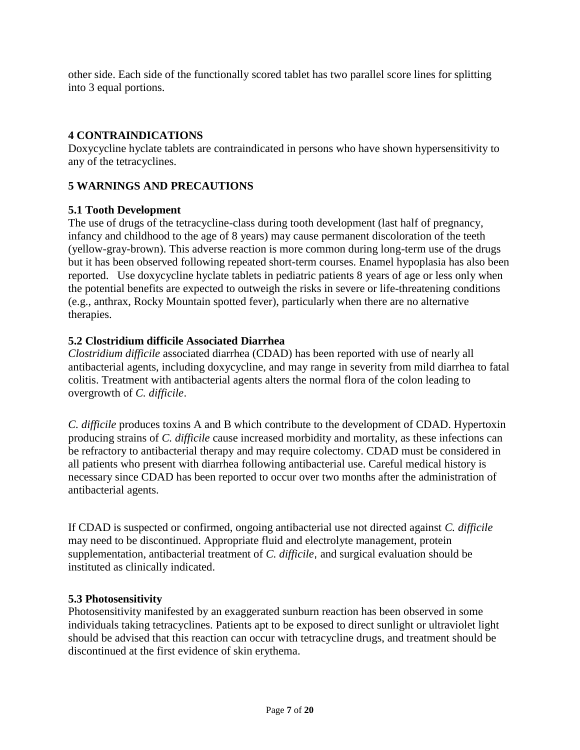other side. Each side of the functionally scored tablet has two parallel score lines for splitting into 3 equal portions.

## 4 CONTRAINDICATIONS

Doxycycline hyclate tablets are contraindicated in persons who have shown hypersensitivity to any of the tetracyclines.

## 5 WARNINGS AND PRECAUTIONS

### 5.1 Tooth Development

The use of drugs of the tetracycline-class during tooth development (last half of pregnancy, infancy and childhood to the age of 8 years) may cause permanent discoloration of the teeth (yellow-gray-brown). This adverse reaction is more common during long-term use of the drugs but it has been observed following repeated short-term courses. Enamel hypoplasia has also been reported. Use doxycycline hyclate tablets in pediatric patients 8 years of age or less only when the potential benefits are expected to outweigh the risks in severe or life-threatening conditions (e.g., anthrax, Rocky Mountain spotted fever), particularly when there are no alternative therapies.

### 5.2 Clostridium difficile Associated Diarrhea

*Clostridium difficile* associated diarrhea (CDAD) has been reported with use of nearly all antibacterial agents, including doxycycline, and may range in severity from mild diarrhea to fatal colitis. Treatment with antibacterial agents alters the normal flora of the colon leading to overgrowth of *C. difficile*.

*C. difficile* produces toxins A and B which contribute to the development of CDAD. Hypertoxin producing strains of *C. difficile* cause increased morbidity and mortality, as these infections can be refractory to antibacterial therapy and may require colectomy. CDAD must be considered in all patients who present with diarrhea following antibacterial use. Careful medical history is necessary since CDAD has been reported to occur over two months after the administration of antibacterial agents.

If CDAD is suspected or confirmed, ongoing antibacterial use not directed against *C. difficile* may need to be discontinued. Appropriate fluid and electrolyte management, protein supplementation, antibacterial treatment of *C. difficile*, and surgical evaluation should be instituted as clinically indicated.

### 5.3 Photosensitivity

Photosensitivity manifested by an exaggerated sunburn reaction has been observed in some individuals taking tetracyclines. Patients apt to be exposed to direct sunlight or ultraviolet light should be advised that this reaction can occur with tetracycline drugs, and treatment should be discontinued at the first evidence of skin erythema.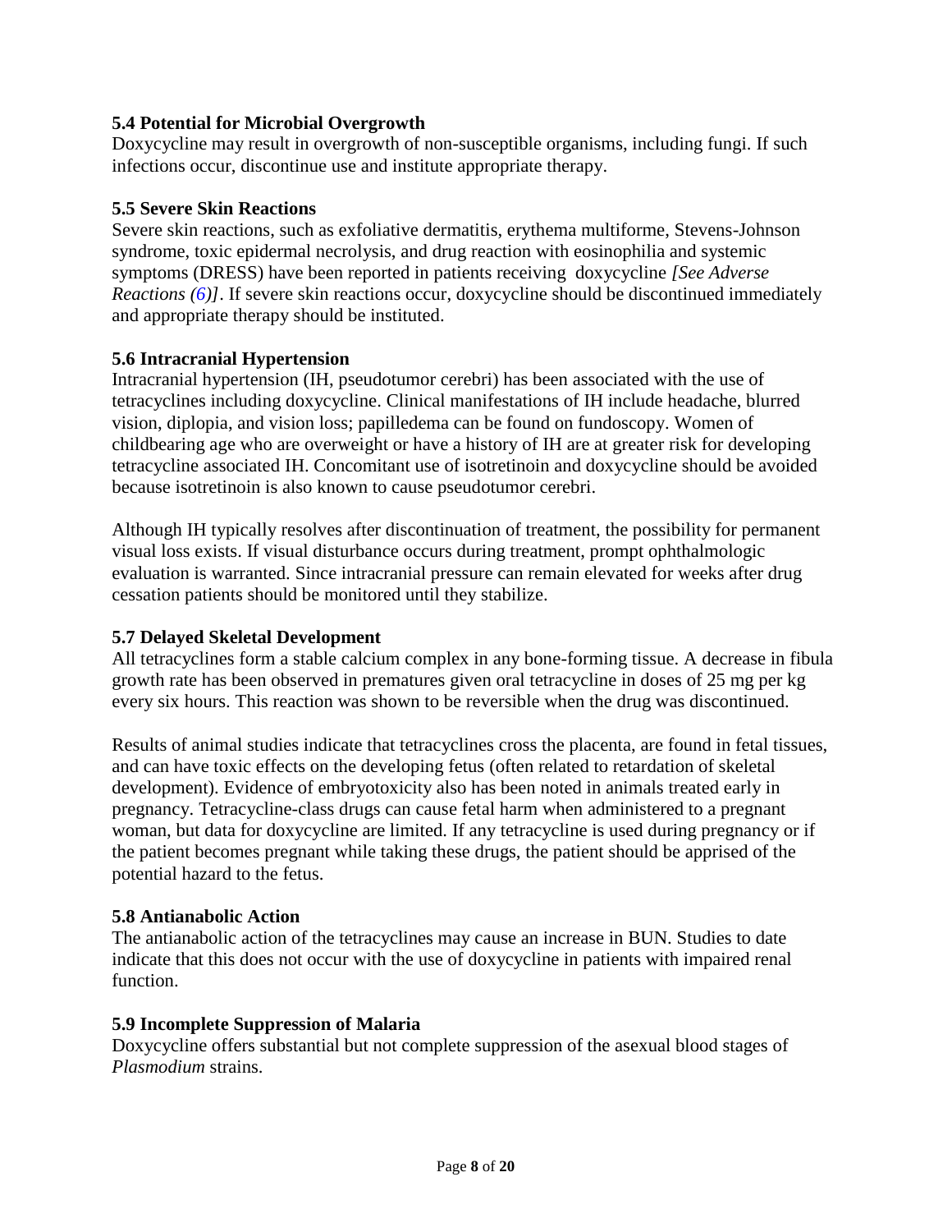### 5.4 Potential for Microbial Overgrowth

Doxycycline may result in overgrowth of non-susceptible organisms, including fungi. If such infections occur, discontinue use and institute appropriate therapy.

### 5.5 Severe Skin Reactions

Severe skin reactions, such as exfoliative dermatitis, erythema multiforme, Stevens-Johnson syndrome, toxic epidermal necrolysis, and drug reaction with eosinophilia and systemic symptoms (DRESS) have been reported in patients receiving doxycycline *[See Adverse Reactions (6)]*. If severe skin reactions occur, doxycycline should be discontinued immediately and appropriate therapy should be instituted.

### 5.6 Intracranial Hypertension

Intracranial hypertension (IH, pseudotumor cerebri) has been associated with the use of tetracyclines including doxycycline. Clinical manifestations of IH include headache, blurred vision, diplopia, and vision loss; papilledema can be found on fundoscopy. Women of childbearing age who are overweight or have a history of IH are at greater risk for developing tetracycline associated IH. Concomitant use of isotretinoin and doxycycline should be avoided because isotretinoin is also known to cause pseudotumor cerebri.

Although IH typically resolves after discontinuation of treatment, the possibility for permanent visual loss exists. If visual disturbance occurs during treatment, prompt ophthalmologic evaluation is warranted. Since intracranial pressure can remain elevated for weeks after drug cessation patients should be monitored until they stabilize.

### 5.7 Delayed Skeletal Development

All tetracyclines form a stable calcium complex in any bone-forming tissue. A decrease in fibula growth rate has been observed in prematures given oral tetracycline in doses of 25 mg per kg every six hours. This reaction was shown to be reversible when the drug was discontinued.

Results of animal studies indicate that tetracyclines cross the placenta, are found in fetal tissues, and can have toxic effects on the developing fetus (often related to retardation of skeletal development). Evidence of embryotoxicity also has been noted in animals treated early in pregnancy. Tetracycline-class drugs can cause fetal harm when administered to a pregnant woman, but data for doxycycline are limited. If any tetracycline is used during pregnancy or if the patient becomes pregnant while taking these drugs, the patient should be apprised of the potential hazard to the fetus.

### 5.8 Antianabolic Action

The antianabolic action of the tetracyclines may cause an increase in BUN. Studies to date indicate that this does not occur with the use of doxycycline in patients with impaired renal function.

### 5.9 Incomplete Suppression of Malaria

Doxycycline offers substantial but not complete suppression of the asexual blood stages of *Plasmodium* strains.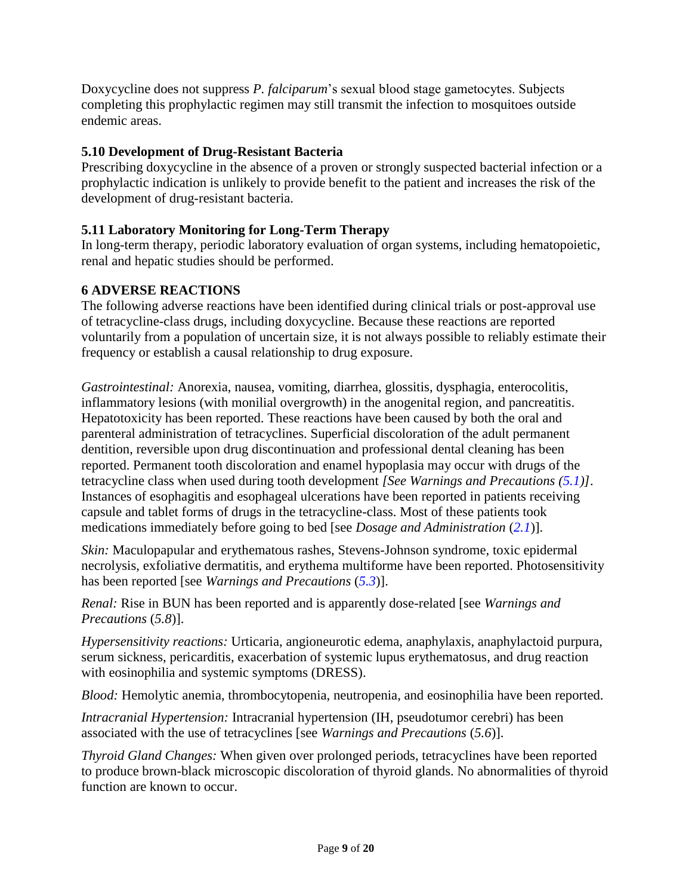Doxycycline does not suppress *P. falciparum*'s sexual blood stage gametocytes. Subjects completing this prophylactic regimen may still transmit the infection to mosquitoes outside endemic areas.

### 5.10 Development of Drug-Resistant Bacteria

Prescribing doxycycline in the absence of a proven or strongly suspected bacterial infection or a prophylactic indication is unlikely to provide benefit to the patient and increases the risk of the development of drug-resistant bacteria.

### 5.11 Laboratory Monitoring for Long-Term Therapy

In long-term therapy, periodic laboratory evaluation of organ systems, including hematopoietic, renal and hepatic studies should be performed.

## 6 ADVERSE REACTIONS

The following adverse reactions have been identified during clinical trials or post-approval use of tetracycline-class drugs, including doxycycline. Because these reactions are reported voluntarily from a population of uncertain size, it is not always possible to reliably estimate their frequency or establish a causal relationship to drug exposure.

*Gastrointestinal:* Anorexia, nausea, vomiting, diarrhea, glossitis, dysphagia, enterocolitis, inflammatory lesions (with monilial overgrowth) in the anogenital region, and pancreatitis. Hepatotoxicity has been reported. These reactions have been caused by both the oral and parenteral administration of tetracyclines. Superficial discoloration of the adult permanent dentition, reversible upon drug discontinuation and professional dental cleaning has been reported. Permanent tooth discoloration and enamel hypoplasia may occur with drugs of the tetracycline class when used during tooth development *[See Warnings and Precautions (5.1)]*. Instances of esophagitis and esophageal ulcerations have been reported in patients receiving capsule and tablet forms of drugs in the tetracycline-class. Most of these patients took medications immediately before going to bed [see *Dosage and Administration* (*2.1*)].

*Skin:* Maculopapular and erythematous rashes, Stevens-Johnson syndrome, toxic epidermal necrolysis, exfoliative dermatitis, and erythema multiforme have been reported. Photosensitivity has been reported [see *Warnings and Precautions* (*5.3*)].

*Renal:* Rise in BUN has been reported and is apparently dose-related [see *Warnings and Precautions* (*5.8*)].

*Hypersensitivity reactions:* Urticaria, angioneurotic edema, anaphylaxis, anaphylactoid purpura, serum sickness, pericarditis, exacerbation of systemic lupus erythematosus, and drug reaction with eosinophilia and systemic symptoms (DRESS).

*Blood:* Hemolytic anemia, thrombocytopenia, neutropenia, and eosinophilia have been reported.

*Intracranial Hypertension:* Intracranial hypertension (IH, pseudotumor cerebri) has been associated with the use of tetracyclines [see *Warnings and Precautions* (*5.6*)].

*Thyroid Gland Changes:* When given over prolonged periods, tetracyclines have been reported to produce brown-black microscopic discoloration of thyroid glands. No abnormalities of thyroid function are known to occur.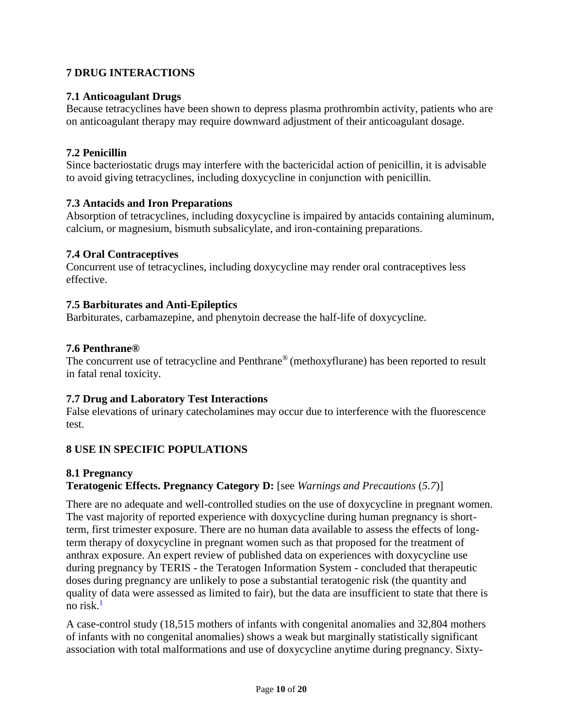## 7 DRUG INTERACTIONS

### 7.1 Anticoagulant Drugs

Because tetracyclines have been shown to depress plasma prothrombin activity, patients who are on anticoagulant therapy may require downward adjustment of their anticoagulant dosage.

### 7.2 Penicillin

Since bacteriostatic drugs may interfere with the bactericidal action of penicillin, it is advisable to avoid giving tetracyclines, including doxycycline in conjunction with penicillin.

### 7.3 Antacids and Iron Preparations

Absorption of tetracyclines, including doxycycline is impaired by antacids containing aluminum, calcium, or magnesium, bismuth subsalicylate, and iron-containing preparations.

### 7.4 Oral Contraceptives

Concurrent use of tetracyclines, including doxycycline may render oral contraceptives less effective.

### 7.5 Barbiturates and Anti-Epileptics

Barbiturates, carbamazepine, and phenytoin decrease the half-life of doxycycline.

### 7.6 Penthrane®

The concurrent use of tetracycline and Penthrane® (methoxyflurane) has been reported to result in fatal renal toxicity.

### 7.7 Drug and Laboratory Test Interactions

False elevations of urinary catecholamines may occur due to interference with the fluorescence test.

## 8 USE IN SPECIFIC POPULATIONS

### 8.1 Pregnancy

**Teratogenic Effects. Pregnancy Category D:** [see *Warnings and Precautions* (*5.7*)]

There are no adequate and well-controlled studies on the use of doxycycline in pregnant women. The vast majority of reported experience with doxycycline during human pregnancy is short-term, first trimester exposure. There are no human data available to assess the effects of long-term therapy of doxycycline in pregnant women such as that proposed for the treatment of anthrax exposure. An expert review of published data on experiences with doxycycline use during pregnancy by TERIS - the Teratogen Information System - concluded that therapeutic doses during pregnancy are unlikely to pose a substantial teratogenic risk (the quantity and quality of data were assessed as limited to fair), but the data are insufficient to state that there is no risk.[1]

A case-control study (18,515 mothers of infants with congenital anomalies and 32,804 mothers of infants with no congenital anomalies) shows a weak but marginally statistically significant association with total malformations and use of doxycycline anytime during pregnancy. Sixty-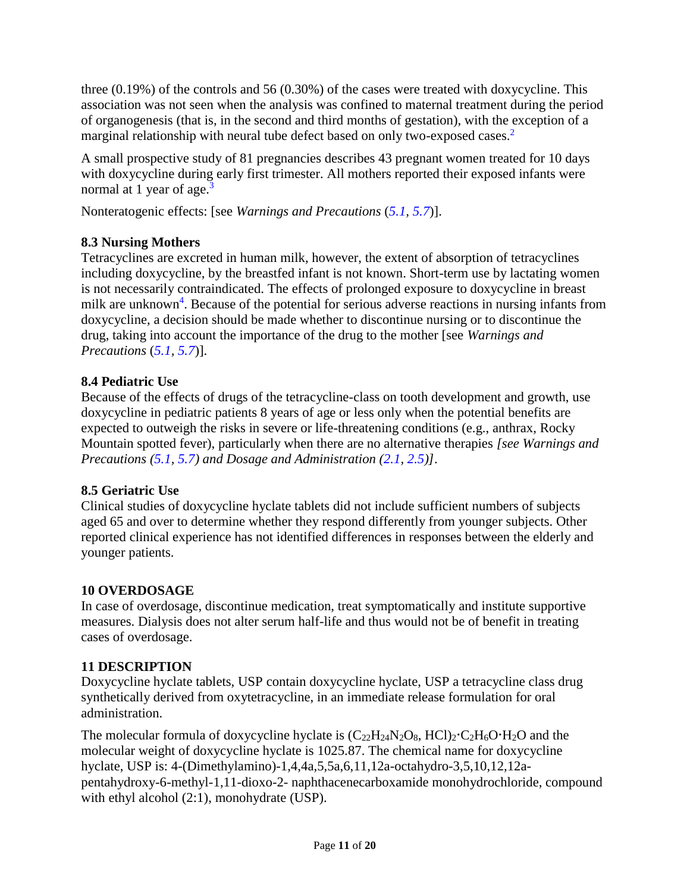three (0.19%) of the controls and 56 (0.30%) of the cases were treated with doxycycline. This association was not seen when the analysis was confined to maternal treatment during the period of organogenesis (that is, in the second and third months of gestation), with the exception of a marginal relationship with neural tube defect based on only two-exposed cases.[2]

A small prospective study of 81 pregnancies describes 43 pregnant women treated for 10 days with doxycycline during early first trimester. All mothers reported their exposed infants were normal at 1 year of age.[3]

Nonteratogenic effects: [see *Warnings and Precautions* (*5.1*, *5.7*)].

### 8.3 Nursing Mothers

Tetracyclines are excreted in human milk, however, the extent of absorption of tetracyclines including doxycycline, by the breastfed infant is not known. Short-term use by lactating women is not necessarily contraindicated. The effects of prolonged exposure to doxycycline in breast milk are unknown[4]. Because of the potential for serious adverse reactions in nursing infants from doxycycline, a decision should be made whether to discontinue nursing or to discontinue the drug, taking into account the importance of the drug to the mother [see *Warnings and Precautions* (*5.1*, *5.7*)].

### 8.4 Pediatric Use

Because of the effects of drugs of the tetracycline-class on tooth development and growth, use doxycycline in pediatric patients 8 years of age or less only when the potential benefits are expected to outweigh the risks in severe or life-threatening conditions (e.g., anthrax, Rocky Mountain spotted fever), particularly when there are no alternative therapies *[see Warnings and Precautions (5.1, 5.7) and Dosage and Administration (2.1, 2.5)]*.

### 8.5 Geriatric Use

Clinical studies of doxycycline hyclate tablets did not include sufficient numbers of subjects aged 65 and over to determine whether they respond differently from younger subjects. Other reported clinical experience has not identified differences in responses between the elderly and younger patients.

## 10 OVERDOSAGE

In case of overdosage, discontinue medication, treat symptomatically and institute supportive measures. Dialysis does not alter serum half-life and thus would not be of benefit in treating cases of overdosage.

## 11 DESCRIPTION

Doxycycline hyclate tablets, USP contain doxycycline hyclate, USP a tetracycline class drug synthetically derived from oxytetracycline, in an immediate release formulation for oral administration.

The molecular formula of doxycycline hyclate is $(C_{22}H_{24}N_2O_8, HCl)_2 \cdot C_2H_6O \cdot H_2O$ and the molecular weight of doxycycline hyclate is 1025.87. The chemical name for doxycycline hyclate, USP is: 4-(Dimethylamino)-1,4,4a,5,5a,6,11,12a-octahydro-3,5,10,12,12a-pentahydroxy-6-methyl-1,11-dioxo-2- naphthacenecarboxamide monohydrochloride, compound with ethyl alcohol (2:1), monohydrate (USP).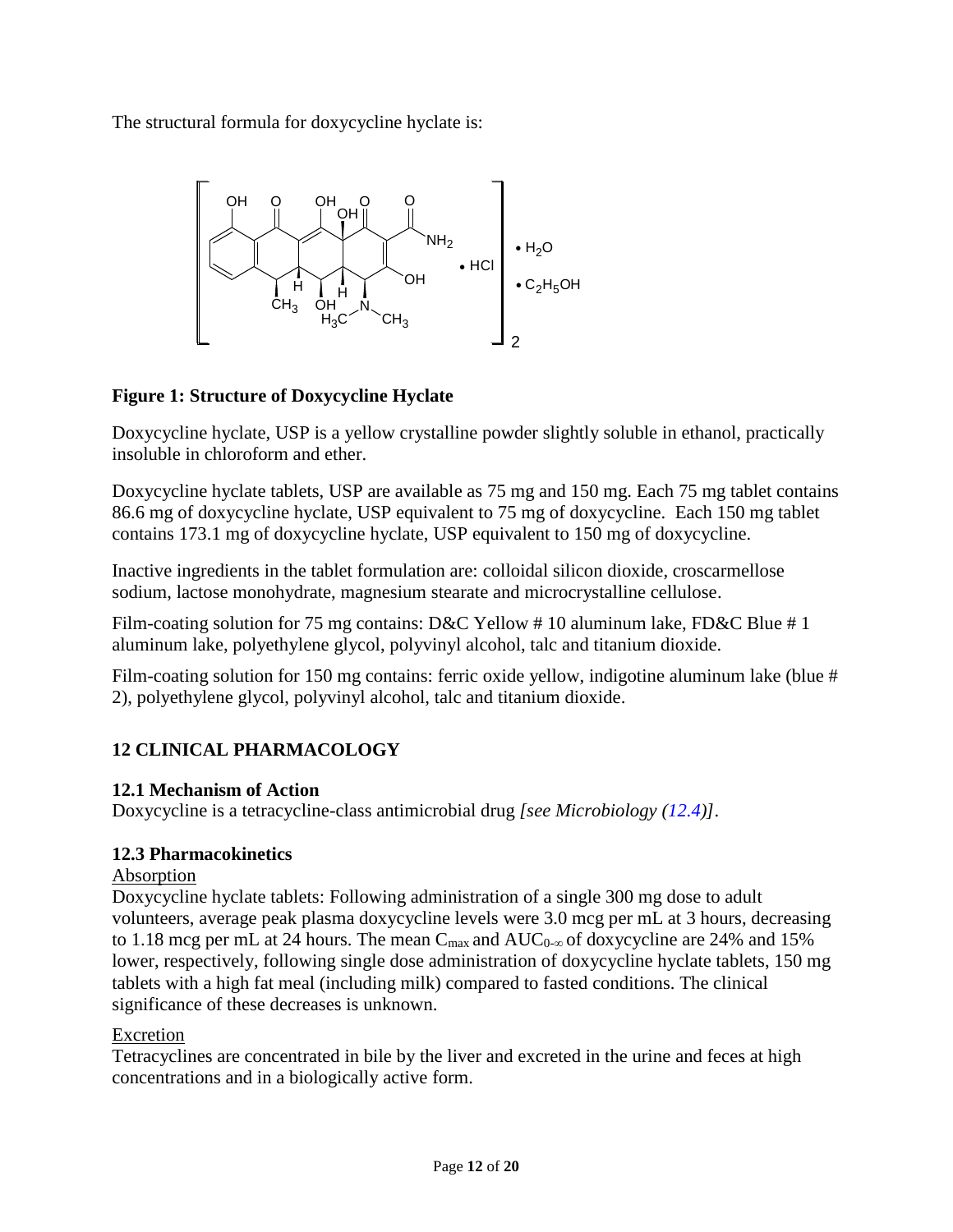The structural formula for doxycycline hyclate is:

**Figure 1: Structure of Doxycycline Hyclate**

Doxycycline hyclate, USP is a yellow crystalline powder slightly soluble in ethanol, practically insoluble in chloroform and ether.

Doxycycline hyclate tablets, USP are available as 75 mg and 150 mg. Each 75 mg tablet contains 86.6 mg of doxycycline hyclate, USP equivalent to 75 mg of doxycycline. Each 150 mg tablet contains 173.1 mg of doxycycline hyclate, USP equivalent to 150 mg of doxycycline.

Inactive ingredients in the tablet formulation are: colloidal silicon dioxide, croscarmellose sodium, lactose monohydrate, magnesium stearate and microcrystalline cellulose.

Film-coating solution for 75 mg contains: D&C Yellow # 10 aluminum lake, FD&C Blue # 1 aluminum lake, polyethylene glycol, polyvinyl alcohol, talc and titanium dioxide.

Film-coating solution for 150 mg contains: ferric oxide yellow, indigotine aluminum lake (blue # 2), polyethylene glycol, polyvinyl alcohol, talc and titanium dioxide.

## 12 CLINICAL PHARMACOLOGY

### 12.1 Mechanism of Action

Doxycycline is a tetracycline-class antimicrobial drug *[see Microbiology (12.4)]*.

### 12.3 Pharmacokinetics

Absorption

Doxycycline hyclate tablets: Following administration of a single 300 mg dose to adult volunteers, average peak plasma doxycycline levels were 3.0 mcg per mL at 3 hours, decreasing to 1.18 mcg per mL at 24 hours. The mean $C_{max}$ and $AUC_{0-\infty}$ of doxycycline are 24% and 15% lower, respectively, following single dose administration of doxycycline hyclate tablets, 150 mg tablets with a high fat meal (including milk) compared to fasted conditions. The clinical significance of these decreases is unknown.

Excretion

Tetracyclines are concentrated in bile by the liver and excreted in the urine and feces at high concentrations and in a biologically active form.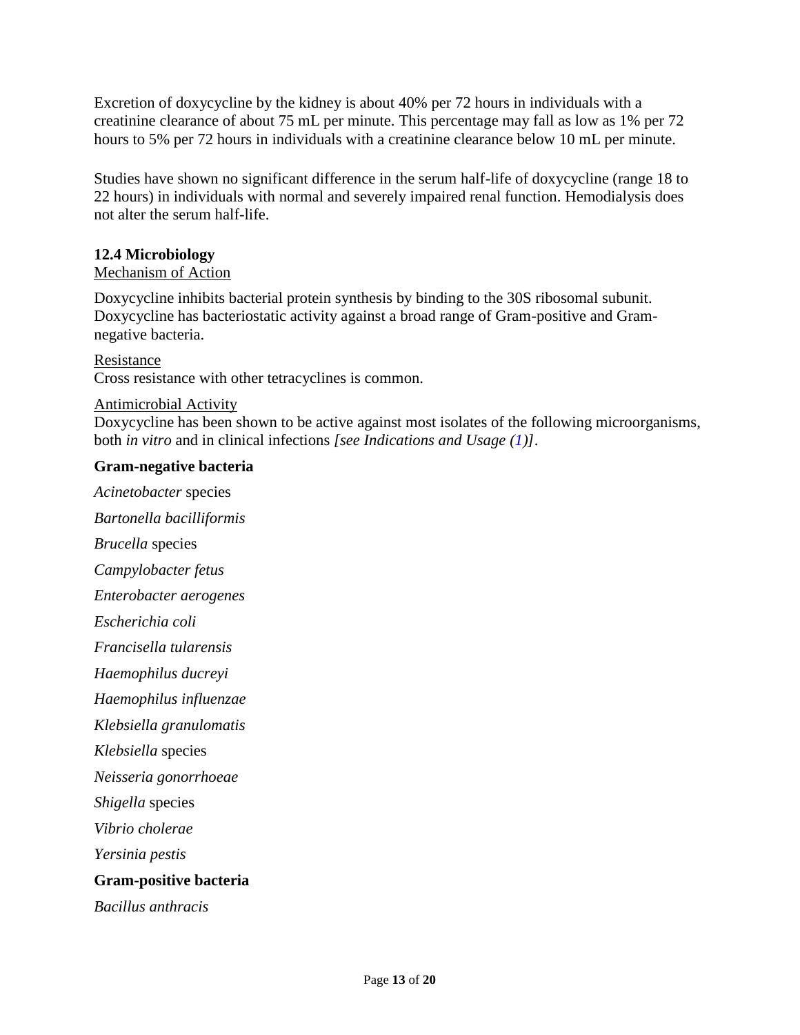Excretion of doxycycline by the kidney is about 40% per 72 hours in individuals with a creatinine clearance of about 75 mL per minute. This percentage may fall as low as 1% per 72 hours to 5% per 72 hours in individuals with a creatinine clearance below 10 mL per minute.

Studies have shown no significant difference in the serum half-life of doxycycline (range 18 to 22 hours) in individuals with normal and severely impaired renal function. Hemodialysis does not alter the serum half-life.

### 12.4 Microbiology

Mechanism of Action

Doxycycline inhibits bacterial protein synthesis by binding to the 30S ribosomal subunit. Doxycycline has bacteriostatic activity against a broad range of Gram-positive and Gram-negative bacteria.

Resistance

Cross resistance with other tetracyclines is common.

Antimicrobial Activity

Doxycycline has been shown to be active against most isolates of the following microorganisms, both *in vitro* and in clinical infections *[see Indications and Usage (1)]*.

**Gram-negative bacteria**

*Acinetobacter* species

*Bartonella bacilliformis*

*Brucella* species

*Campylobacter fetus*

*Enterobacter aerogenes*

*Escherichia coli*

*Francisella tularensis*

*Haemophilus ducreyi*

*Haemophilus influenzae*

*Klebsiella granulomatis*

*Klebsiella* species

*Neisseria gonorrhoeae*

*Shigella* species

*Vibrio cholerae*

*Yersinia pestis*

**Gram-positive bacteria**

*Bacillus anthracis*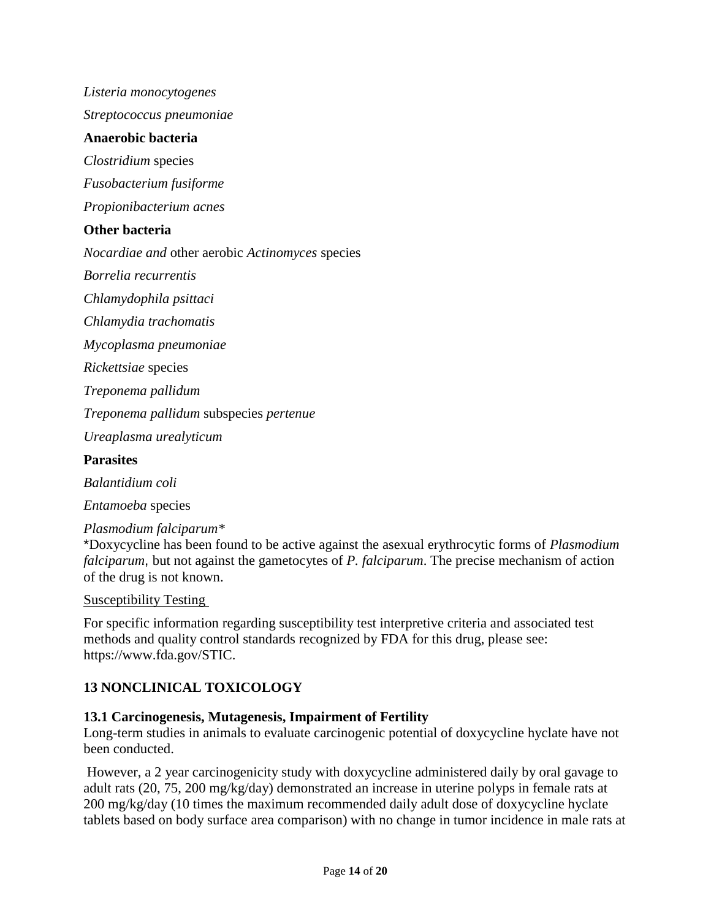*Listeria monocytogenes*

*Streptococcus pneumoniae*

**Anaerobic bacteria**

*Clostridium* species

*Fusobacterium fusiforme*

*Propionibacterium acnes*

**Other bacteria**

*Nocardiae and* other aerobic *Actinomyces* species

*Borrelia recurrentis*

*Chlamydophila psittaci*

*Chlamydia trachomatis*

*Mycoplasma pneumoniae*

*Rickettsiae* species

*Treponema pallidum*

*Treponema pallidum* subspecies *pertenue*

*Ureaplasma urealyticum*

**Parasites**

*Balantidium coli*

*Entamoeba* species

*Plasmodium falciparum**

*Doxycycline has been found to be active against the asexual erythrocytic forms of *Plasmodium falciparum*, but not against the gametocytes of *P. falciparum*. The precise mechanism of action of the drug is not known.

Susceptibility Testing

For specific information regarding susceptibility test interpretive criteria and associated test methods and quality control standards recognized by FDA for this drug, please see: https://www.fda.gov/STIC.

## 13 NONCLINICAL TOXICOLOGY

### 13.1 Carcinogenesis, Mutagenesis, Impairment of Fertility

Long-term studies in animals to evaluate carcinogenic potential of doxycycline hyclate have not been conducted.

However, a 2 year carcinogenicity study with doxycycline administered daily by oral gavage to adult rats (20, 75, 200 mg/kg/day) demonstrated an increase in uterine polyps in female rats at 200 mg/kg/day (10 times the maximum recommended daily adult dose of doxycycline hyclate tablets based on body surface area comparison) with no change in tumor incidence in male rats at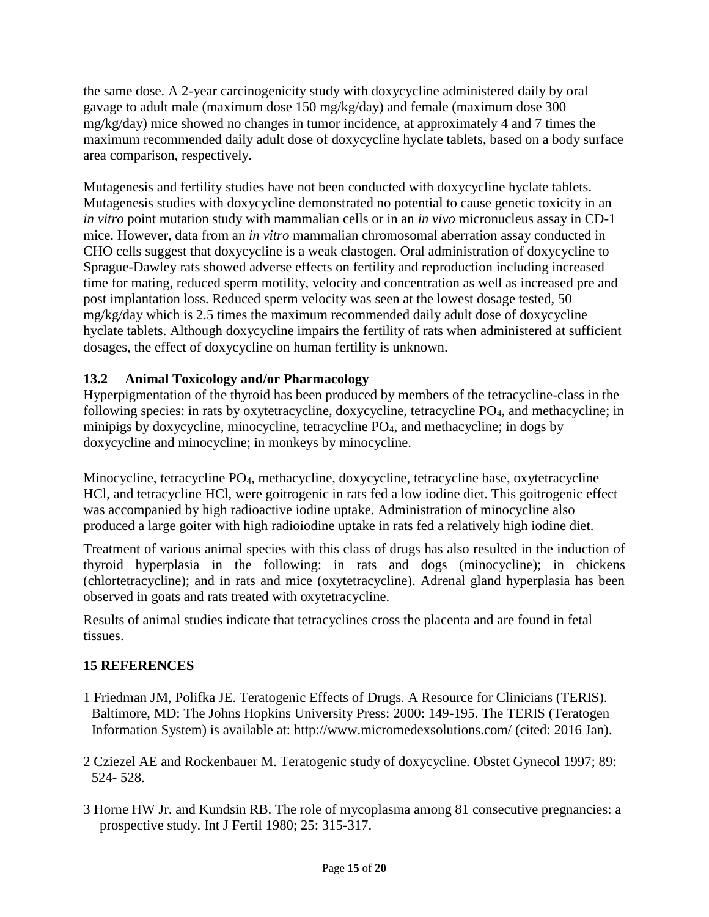the same dose. A 2-year carcinogenicity study with doxycycline administered daily by oral gavage to adult male (maximum dose 150 mg/kg/day) and female (maximum dose 300 mg/kg/day) mice showed no changes in tumor incidence, at approximately 4 and 7 times the maximum recommended daily adult dose of doxycycline hyclate tablets, based on a body surface area comparison, respectively.

Mutagenesis and fertility studies have not been conducted with doxycycline hyclate tablets. Mutagenesis studies with doxycycline demonstrated no potential to cause genetic toxicity in an *in vitro* point mutation study with mammalian cells or in an *in vivo* micronucleus assay in CD-1 mice. However, data from an *in vitro* mammalian chromosomal aberration assay conducted in CHO cells suggest that doxycycline is a weak clastogen. Oral administration of doxycycline to Sprague-Dawley rats showed adverse effects on fertility and reproduction including increased time for mating, reduced sperm motility, velocity and concentration as well as increased pre and post implantation loss. Reduced sperm velocity was seen at the lowest dosage tested, 50 mg/kg/day which is 2.5 times the maximum recommended daily adult dose of doxycycline hyclate tablets. Although doxycycline impairs the fertility of rats when administered at sufficient dosages, the effect of doxycycline on human fertility is unknown.

### 13.2 Animal Toxicology and/or Pharmacology

Hyperpigmentation of the thyroid has been produced by members of the tetracycline-class in the following species: in rats by oxytetracycline, doxycycline, tetracycline $PO_4$, and methacycline; in minipigs by doxycycline, minocycline, tetracycline $PO_4$, and methacycline; in dogs by doxycycline and minocycline; in monkeys by minocycline.

Minocycline, tetracycline $PO_4$, methacycline, doxycycline, tetracycline base, oxytetracycline HCl, and tetracycline HCl, were goitrogenic in rats fed a low iodine diet. This goitrogenic effect was accompanied by high radioactive iodine uptake. Administration of minocycline also produced a large goiter with high radioiodine uptake in rats fed a relatively high iodine diet.

Treatment of various animal species with this class of drugs has also resulted in the induction of thyroid hyperplasia in the following: in rats and dogs (minocycline); in chickens (chlortetracycline); and in rats and mice (oxytetracycline). Adrenal gland hyperplasia has been observed in goats and rats treated with oxytetracycline.

Results of animal studies indicate that tetracyclines cross the placenta and are found in fetal tissues.

## 15 REFERENCES

1 Friedman JM, Polifka JE. Teratogenic Effects of Drugs. A Resource for Clinicians (TERIS). Baltimore, MD: The Johns Hopkins University Press: 2000: 149-195. The TERIS (Teratogen Information System) is available at: http://www.micromedexsolutions.com/ (cited: 2016 Jan).

2 Cziezel AE and Rockenbauer M. Teratogenic study of doxycycline. Obstet Gynecol 1997; 89: 524- 528.

3 Horne HW Jr. and Kundsin RB. The role of mycoplasma among 81 consecutive pregnancies: a prospective study. Int J Fertil 1980; 25: 315-317.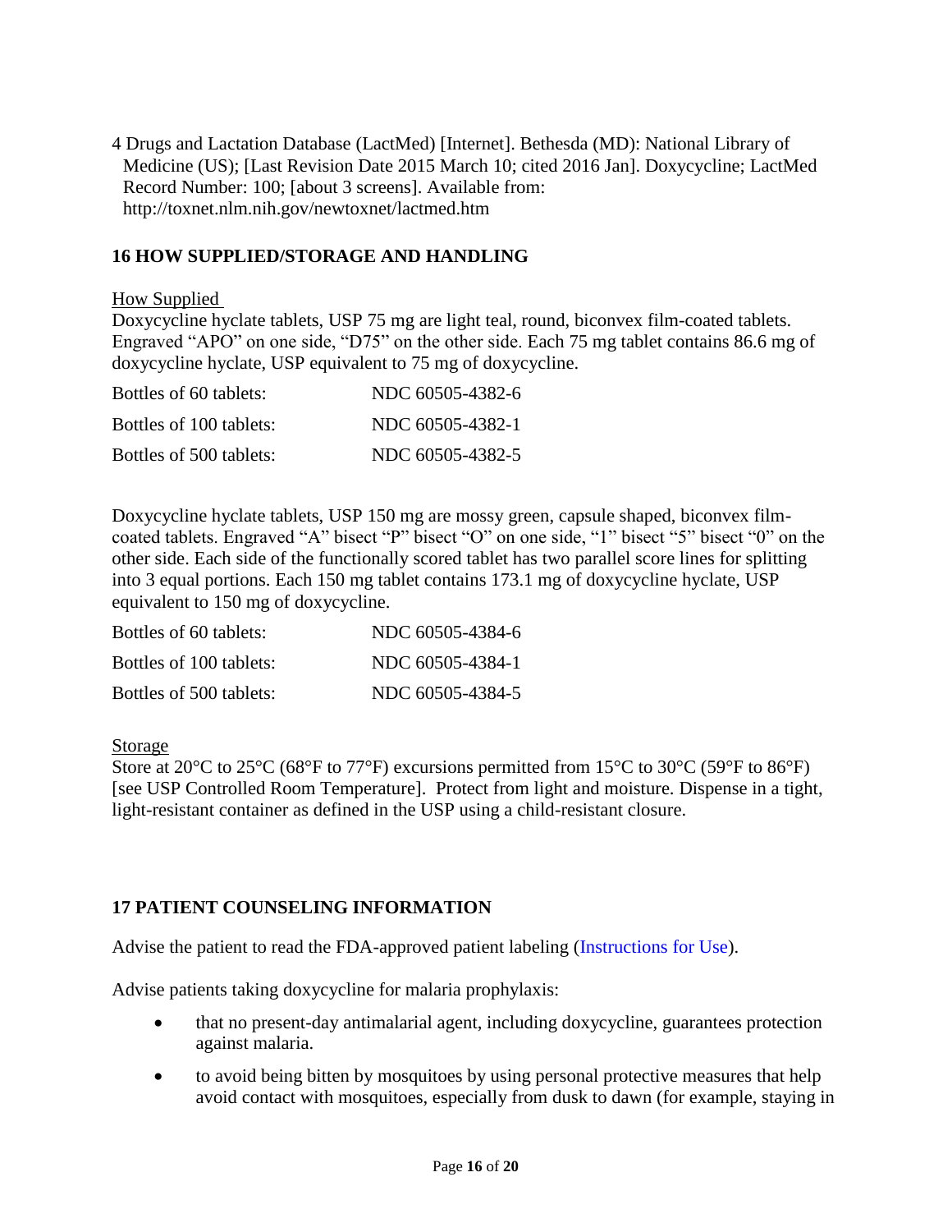4 Drugs and Lactation Database (LactMed) [Internet]. Bethesda (MD): National Library of Medicine (US); [Last Revision Date 2015 March 10; cited 2016 Jan]. Doxycycline; LactMed Record Number: 100; [about 3 screens]. Available from: http://toxnet.nlm.nih.gov/newtoxnet/lactmed.htm

## 16 HOW SUPPLIED/STORAGE AND HANDLING

How Supplied

Doxycycline hyclate tablets, USP 75 mg are light teal, round, biconvex film-coated tablets. Engraved “APO” on one side, “D75” on the other side. Each 75 mg tablet contains 86.6 mg of doxycycline hyclate, USP equivalent to 75 mg of doxycycline.

| | |
|---|---|
| Bottles of 60 tablets: | NDC 60505-4382-6 |
| Bottles of 100 tablets: | NDC 60505-4382-1 |
| Bottles of 500 tablets: | NDC 60505-4382-5 |

Doxycycline hyclate tablets, USP 150 mg are mossy green, capsule shaped, biconvex film-coated tablets. Engraved “A” bisect “P” bisect “O” on one side, “1” bisect “5” bisect “0” on the other side. Each side of the functionally scored tablet has two parallel score lines for splitting into 3 equal portions. Each 150 mg tablet contains 173.1 mg of doxycycline hyclate, USP equivalent to 150 mg of doxycycline.

| | |
|---|---|
| Bottles of 60 tablets: | NDC 60505-4384-6 |
| Bottles of 100 tablets: | NDC 60505-4384-1 |
| Bottles of 500 tablets: | NDC 60505-4384-5 |

Storage

Store at 20°C to 25°C (68°F to 77°F) excursions permitted from 15°C to 30°C (59°F to 86°F) [see USP Controlled Room Temperature]. Protect from light and moisture. Dispense in a tight, light-resistant container as defined in the USP using a child-resistant closure.

## 17 PATIENT COUNSELING INFORMATION

Advise the patient to read the FDA-approved patient labeling (Instructions for Use).

Advise patients taking doxycycline for malaria prophylaxis:

- that no present-day antimalarial agent, including doxycycline, guarantees protection against malaria.
- to avoid being bitten by mosquitoes by using personal protective measures that help avoid contact with mosquitoes, especially from dusk to dawn (for example, staying in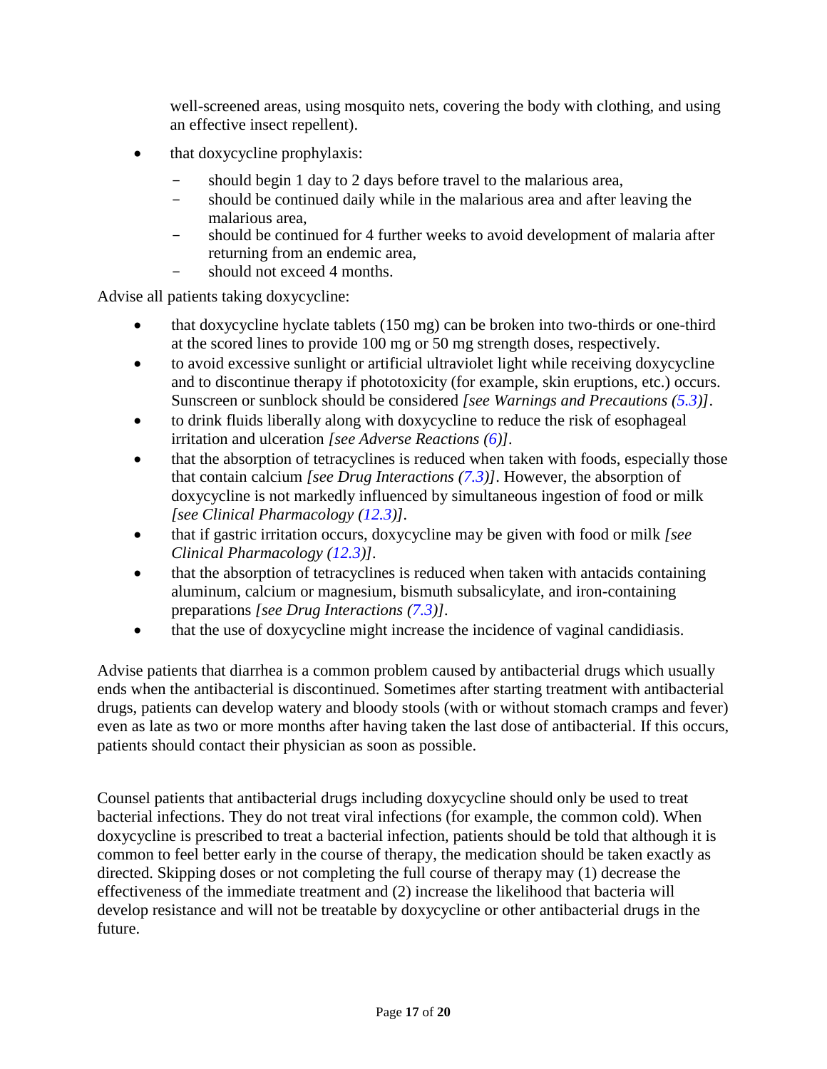well-screened areas, using mosquito nets, covering the body with clothing, and using an effective insect repellent).

- that doxycycline prophylaxis:
  - should begin 1 day to 2 days before travel to the malarious area,
  - should be continued daily while in the malarious area and after leaving the malarious area,
  - should be continued for 4 further weeks to avoid development of malaria after returning from an endemic area,
  - should not exceed 4 months.

Advise all patients taking doxycycline:

- that doxycycline hyclate tablets (150 mg) can be broken into two-thirds or one-third at the scored lines to provide 100 mg or 50 mg strength doses, respectively.
- to avoid excessive sunlight or artificial ultraviolet light while receiving doxycycline and to discontinue therapy if phototoxicity (for example, skin eruptions, etc.) occurs. Sunscreen or sunblock should be considered *[see Warnings and Precautions (5.3)]*.
- to drink fluids liberally along with doxycycline to reduce the risk of esophageal irritation and ulceration *[see Adverse Reactions (6)]*.
- that the absorption of tetracyclines is reduced when taken with foods, especially those that contain calcium *[see Drug Interactions (7.3)]*. However, the absorption of doxycycline is not markedly influenced by simultaneous ingestion of food or milk *[see Clinical Pharmacology (12.3)]*.
- that if gastric irritation occurs, doxycycline may be given with food or milk *[see Clinical Pharmacology (12.3)]*.
- that the absorption of tetracyclines is reduced when taken with antacids containing aluminum, calcium or magnesium, bismuth subsalicylate, and iron-containing preparations *[see Drug Interactions (7.3)]*.
- that the use of doxycycline might increase the incidence of vaginal candidiasis.

Advise patients that diarrhea is a common problem caused by antibacterial drugs which usually ends when the antibacterial is discontinued. Sometimes after starting treatment with antibacterial drugs, patients can develop watery and bloody stools (with or without stomach cramps and fever) even as late as two or more months after having taken the last dose of antibacterial. If this occurs, patients should contact their physician as soon as possible.

Counsel patients that antibacterial drugs including doxycycline should only be used to treat bacterial infections. They do not treat viral infections (for example, the common cold). When doxycycline is prescribed to treat a bacterial infection, patients should be told that although it is common to feel better early in the course of therapy, the medication should be taken exactly as directed. Skipping doses or not completing the full course of therapy may (1) decrease the effectiveness of the immediate treatment and (2) increase the likelihood that bacteria will develop resistance and will not be treatable by doxycycline or other antibacterial drugs in the future.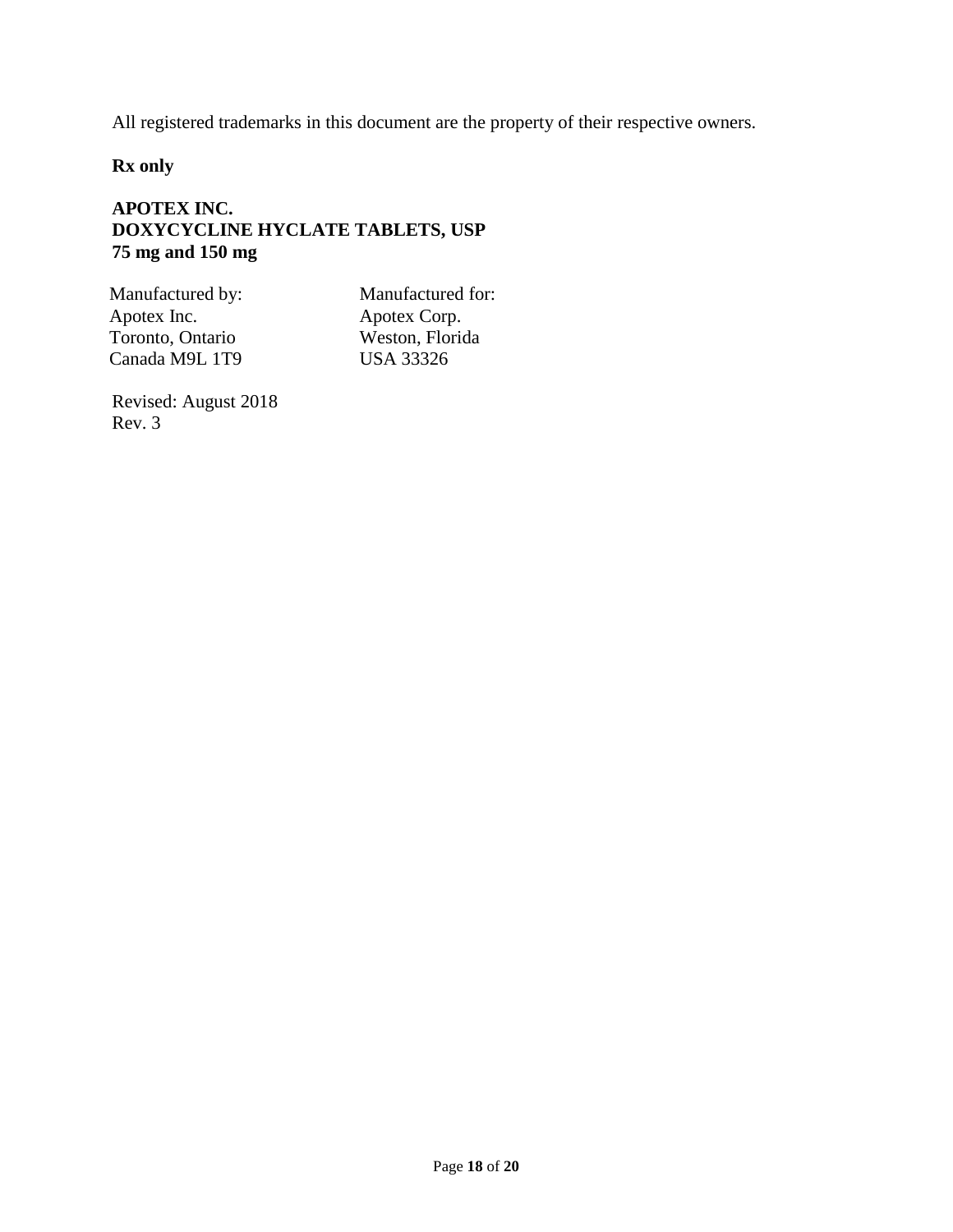All registered trademarks in this document are the property of their respective owners.

**Rx only**

**APOTEX INC.**
**DOXYCYCLINE HYCLATE TABLETS, USP**
**75 mg and 150 mg**

Manufactured by:
Apotex Inc.
Toronto, Ontario
Canada M9L 1T9

Manufactured for:
Apotex Corp.
Weston, Florida
USA 33326

Revised: August 2018
Rev. 3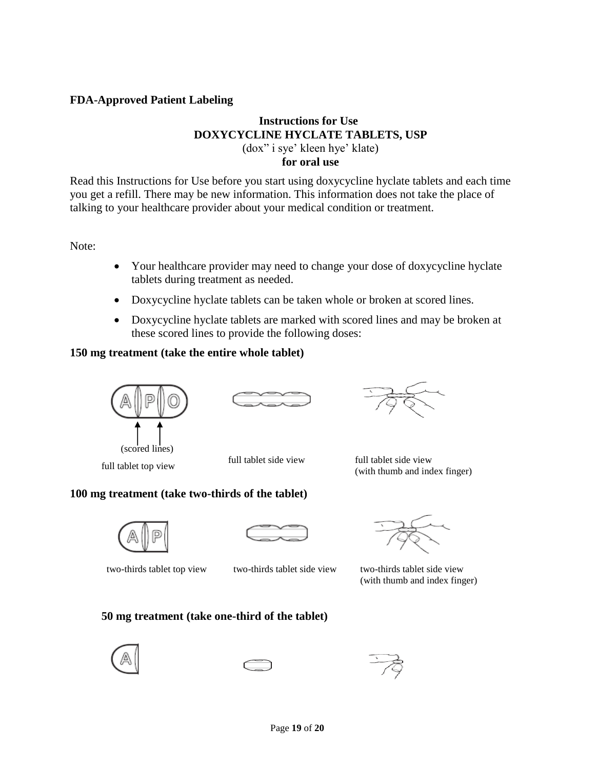**FDA-Approved Patient Labeling**

**Instructions for Use**
**DOXYCYCLINE HYCLATE TABLETS, USP**
(dox" i sye' kleen hye' klate)
**for oral use**

Read this Instructions for Use before you start using doxycycline hyclate tablets and each time you get a refill. There may be new information. This information does not take the place of talking to your healthcare provider about your medical condition or treatment.

Note:

- Your healthcare provider may need to change your dose of doxycycline hyclate tablets during treatment as needed.
- Doxycycline hyclate tablets can be taken whole or broken at scored lines.
- Doxycycline hyclate tablets are marked with scored lines and may be broken at these scored lines to provide the following doses:

**150 mg treatment (take the entire whole tablet)**

(scored lines)

full tablet top view | full tablet side view | full tablet side view (with thumb and index finger)

**100 mg treatment (take two-thirds of the tablet)**

two-thirds tablet top view | two-thirds tablet side view | two-thirds tablet side view (with thumb and index finger)

**50 mg treatment (take one-third of the tablet)**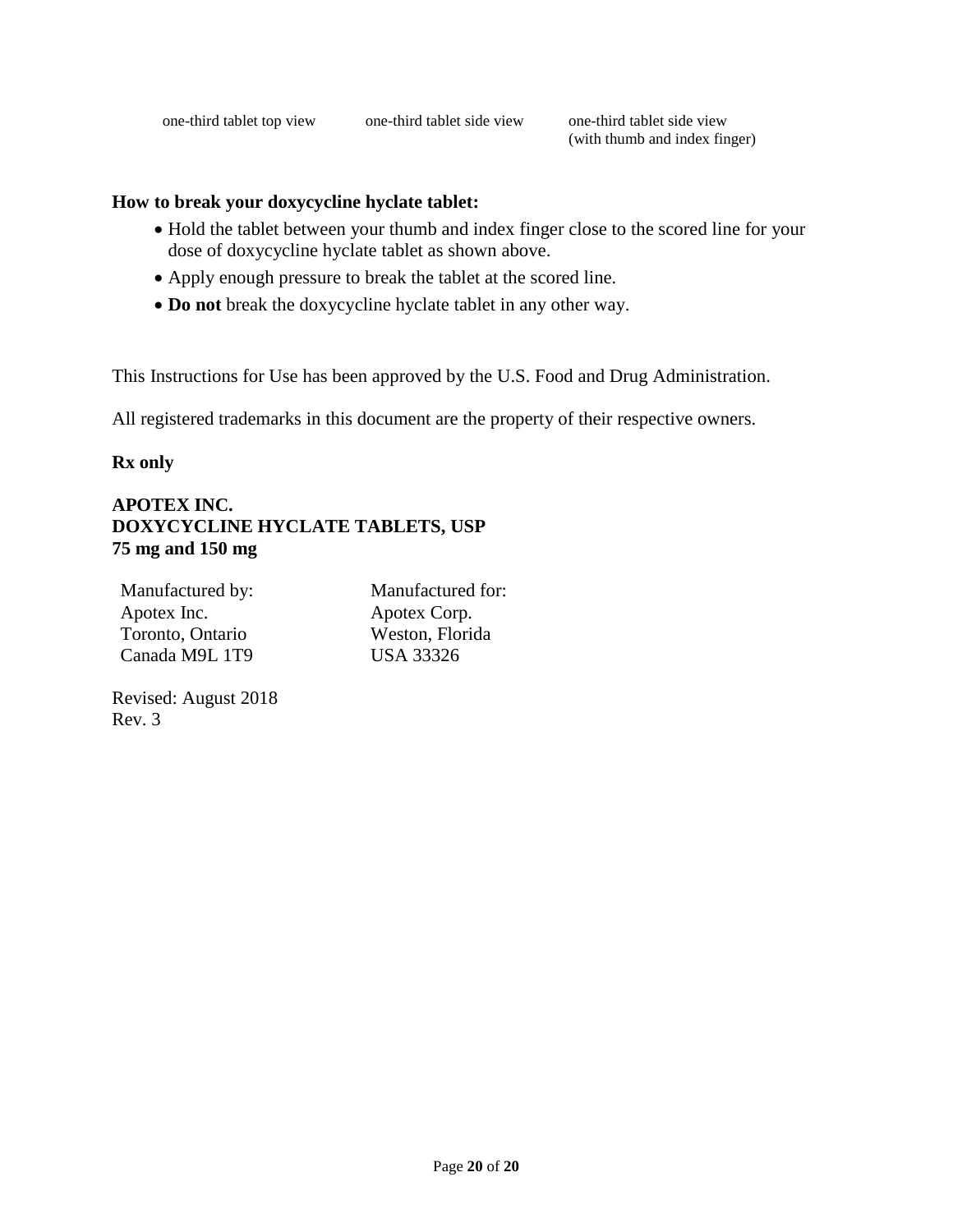one-third tablet top view one-third tablet side view one-third tablet side view (with thumb and index finger)

**How to break your doxycycline hyclate tablet:**

- Hold the tablet between your thumb and index finger close to the scored line for your dose of doxycycline hyclate tablet as shown above.
- Apply enough pressure to break the tablet at the scored line.
- **Do not** break the doxycycline hyclate tablet in any other way.

This Instructions for Use has been approved by the U.S. Food and Drug Administration.

All registered trademarks in this document are the property of their respective owners.

**Rx only**

**APOTEX INC.**
**DOXYCYCLINE HYCLATE TABLETS, USP**
**75 mg and 150 mg**

| Manufactured by: | Manufactured for: |
| --- | --- |
| Apotex Inc. | Apotex Corp. |
| Toronto, Ontario | Weston, Florida |
| Canada M9L 1T9 | USA 33326 |

Revised: August 2018
Rev. 3